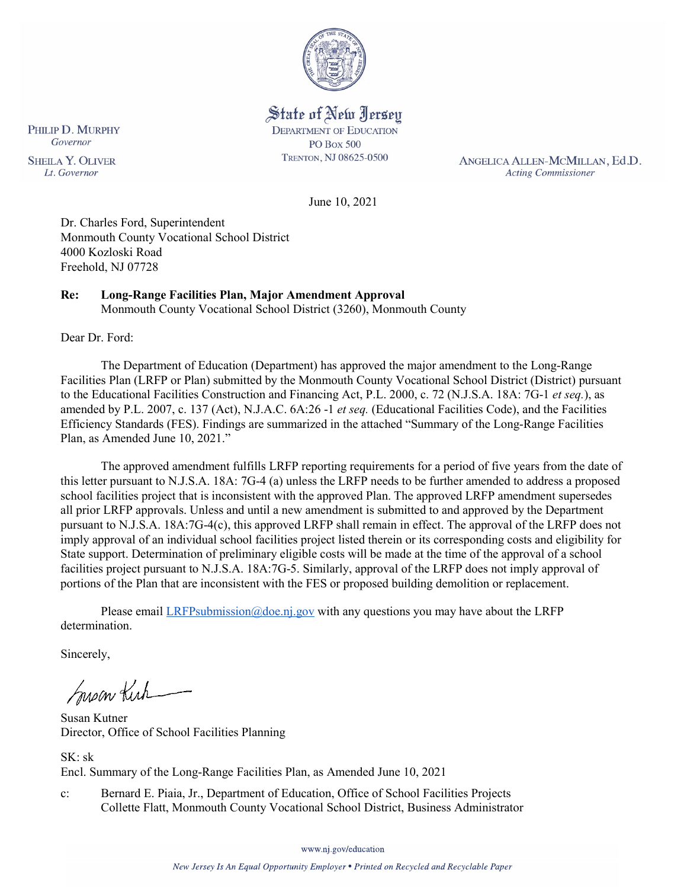State of New Jersey
DEPARTMENT OF EDUCATION
PO BOX 500
TRENTON, NJ 08625-0500

PHILIP D. MURPHY
*Governor*

SHEILA Y. OLIVER
*Lt. Governor*

ANGELICA ALLEN-MCMILLAN, Ed.D.
*Acting Commissioner*

June 10, 2021

Dr. Charles Ford, Superintendent
Monmouth County Vocational School District
4000 Kozloski Road
Freehold, NJ 07728

**Re: Long-Range Facilities Plan, Major Amendment Approval**
Monmouth County Vocational School District (3260), Monmouth County

Dear Dr. Ford:

The Department of Education (Department) has approved the major amendment to the Long-Range Facilities Plan (LRFP or Plan) submitted by the Monmouth County Vocational School District (District) pursuant to the Educational Facilities Construction and Financing Act, P.L. 2000, c. 72 (N.J.S.A. 18A: 7G-1 *et seq.*), as amended by P.L. 2007, c. 137 (Act), N.J.A.C. 6A:26 -1 *et seq.* (Educational Facilities Code), and the Facilities Efficiency Standards (FES). Findings are summarized in the attached "Summary of the Long-Range Facilities Plan, as Amended June 10, 2021."

The approved amendment fulfills LRFP reporting requirements for a period of five years from the date of this letter pursuant to N.J.S.A. 18A: 7G-4 (a) unless the LRFP needs to be further amended to address a proposed school facilities project that is inconsistent with the approved Plan. The approved LRFP amendment supersedes all prior LRFP approvals. Unless and until a new amendment is submitted to and approved by the Department pursuant to N.J.S.A. 18A:7G-4(c), this approved LRFP shall remain in effect. The approval of the LRFP does not imply approval of an individual school facilities project listed therein or its corresponding costs and eligibility for State support. Determination of preliminary eligible costs will be made at the time of the approval of a school facilities project pursuant to N.J.S.A. 18A:7G-5. Similarly, approval of the LRFP does not imply approval of portions of the Plan that are inconsistent with the FES or proposed building demolition or replacement.

Please email LRFPsubmission@doe.nj.gov with any questions you may have about the LRFP determination.

Sincerely,

Susan Kutner
Director, Office of School Facilities Planning

SK: sk
Encl. Summary of the Long-Range Facilities Plan, as Amended June 10, 2021

c: Bernard E. Piaia, Jr., Department of Education, Office of School Facilities Projects
Collette Flatt, Monmouth County Vocational School District, Business Administrator

www.nj.gov/education

*New Jersey Is An Equal Opportunity Employer • Printed on Recycled and Recyclable Paper*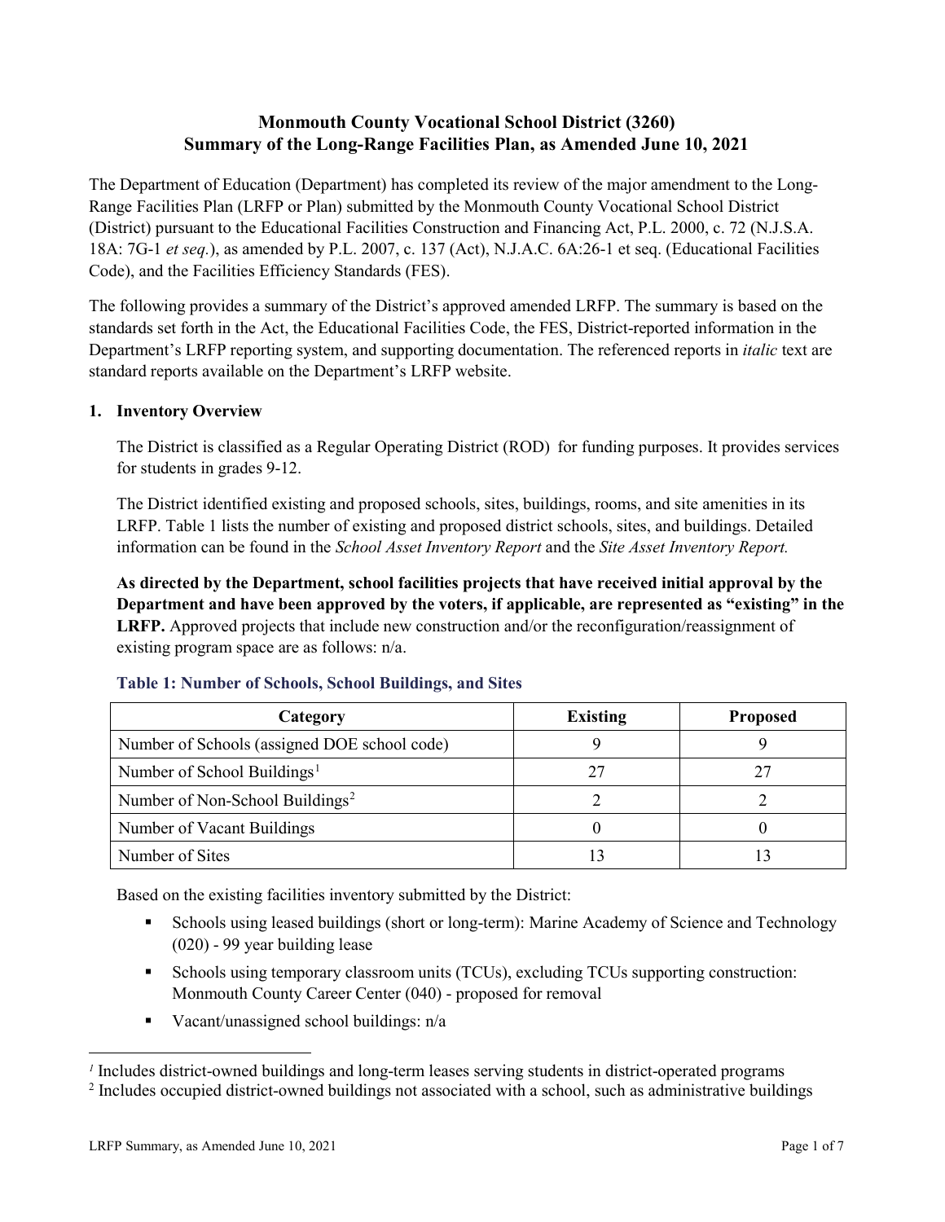# Monmouth County Vocational School District (3260)
# Summary of the Long-Range Facilities Plan, as Amended June 10, 2021

The Department of Education (Department) has completed its review of the major amendment to the Long-Range Facilities Plan (LRFP or Plan) submitted by the Monmouth County Vocational School District (District) pursuant to the Educational Facilities Construction and Financing Act, P.L. 2000, c. 72 (N.J.S.A. 18A: 7G-1 *et seq.*), as amended by P.L. 2007, c. 137 (Act), N.J.A.C. 6A:26-1 et seq. (Educational Facilities Code), and the Facilities Efficiency Standards (FES).

The following provides a summary of the District's approved amended LRFP. The summary is based on the standards set forth in the Act, the Educational Facilities Code, the FES, District-reported information in the Department's LRFP reporting system, and supporting documentation. The referenced reports in *italic* text are standard reports available on the Department's LRFP website.

## 1. Inventory Overview

The District is classified as a Regular Operating District (ROD) for funding purposes. It provides services for students in grades 9-12.

The District identified existing and proposed schools, sites, buildings, rooms, and site amenities in its LRFP. Table 1 lists the number of existing and proposed district schools, sites, and buildings. Detailed information can be found in the *School Asset Inventory Report* and the *Site Asset Inventory Report.*

**As directed by the Department, school facilities projects that have received initial approval by the Department and have been approved by the voters, if applicable, are represented as "existing" in the LRFP.** Approved projects that include new construction and/or the reconfiguration/reassignment of existing program space are as follows: n/a.

### Table 1: Number of Schools, School Buildings, and Sites

| Category | Existing | Proposed |
|---|---|---|
| Number of Schools (assigned DOE school code) | 9 | 9 |
| Number of School Buildings[1] | 27 | 27 |
| Number of Non-School Buildings[2] | 2 | 2 |
| Number of Vacant Buildings | 0 | 0 |
| Number of Sites | 13 | 13 |

Based on the existing facilities inventory submitted by the District:

- Schools using leased buildings (short or long-term): Marine Academy of Science and Technology (020) - 99 year building lease
- Schools using temporary classroom units (TCUs), excluding TCUs supporting construction: Monmouth County Career Center (040) - proposed for removal
- Vacant/unassigned school buildings: n/a

[1] Includes district-owned buildings and long-term leases serving students in district-operated programs

[2] Includes occupied district-owned buildings not associated with a school, such as administrative buildings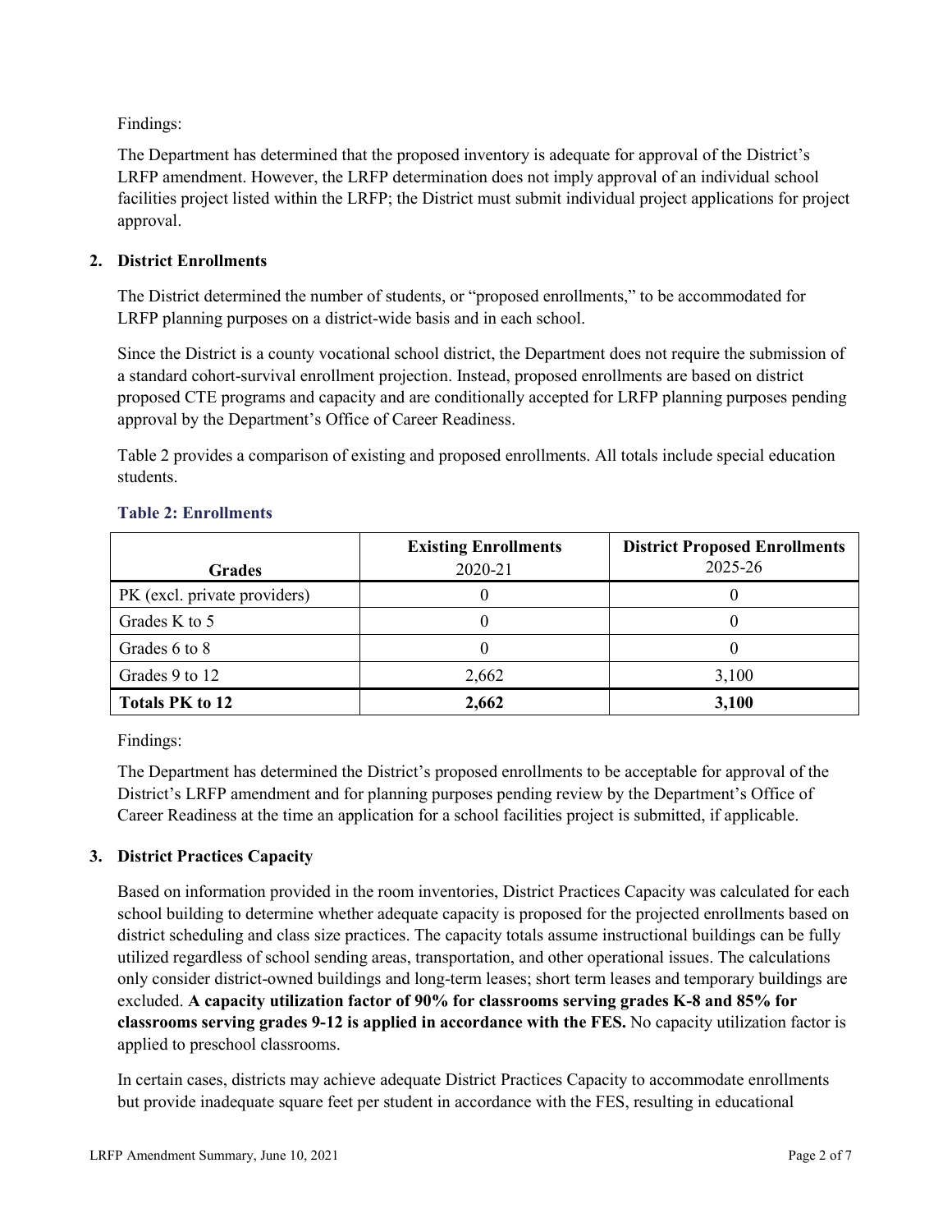Findings:

The Department has determined that the proposed inventory is adequate for approval of the District's LRFP amendment. However, the LRFP determination does not imply approval of an individual school facilities project listed within the LRFP; the District must submit individual project applications for project approval.

## 2. District Enrollments

The District determined the number of students, or "proposed enrollments," to be accommodated for LRFP planning purposes on a district-wide basis and in each school.

Since the District is a county vocational school district, the Department does not require the submission of a standard cohort-survival enrollment projection. Instead, proposed enrollments are based on district proposed CTE programs and capacity and are conditionally accepted for LRFP planning purposes pending approval by the Department's Office of Career Readiness.

Table 2 provides a comparison of existing and proposed enrollments. All totals include special education students.

### Table 2: Enrollments

| Grades | Existing Enrollments 2020-21 | District Proposed Enrollments 2025-26 |
|---|---|---|
| PK (excl. private providers) | 0 | 0 |
| Grades K to 5 | 0 | 0 |
| Grades 6 to 8 | 0 | 0 |
| Grades 9 to 12 | 2,662 | 3,100 |
| **Totals PK to 12** | **2,662** | **3,100** |

Findings:

The Department has determined the District's proposed enrollments to be acceptable for approval of the District's LRFP amendment and for planning purposes pending review by the Department's Office of Career Readiness at the time an application for a school facilities project is submitted, if applicable.

## 3. District Practices Capacity

Based on information provided in the room inventories, District Practices Capacity was calculated for each school building to determine whether adequate capacity is proposed for the projected enrollments based on district scheduling and class size practices. The capacity totals assume instructional buildings can be fully utilized regardless of school sending areas, transportation, and other operational issues. The calculations only consider district-owned buildings and long-term leases; short term leases and temporary buildings are excluded. **A capacity utilization factor of 90% for classrooms serving grades K-8 and 85% for classrooms serving grades 9-12 is applied in accordance with the FES.** No capacity utilization factor is applied to preschool classrooms.

In certain cases, districts may achieve adequate District Practices Capacity to accommodate enrollments but provide inadequate square feet per student in accordance with the FES, resulting in educational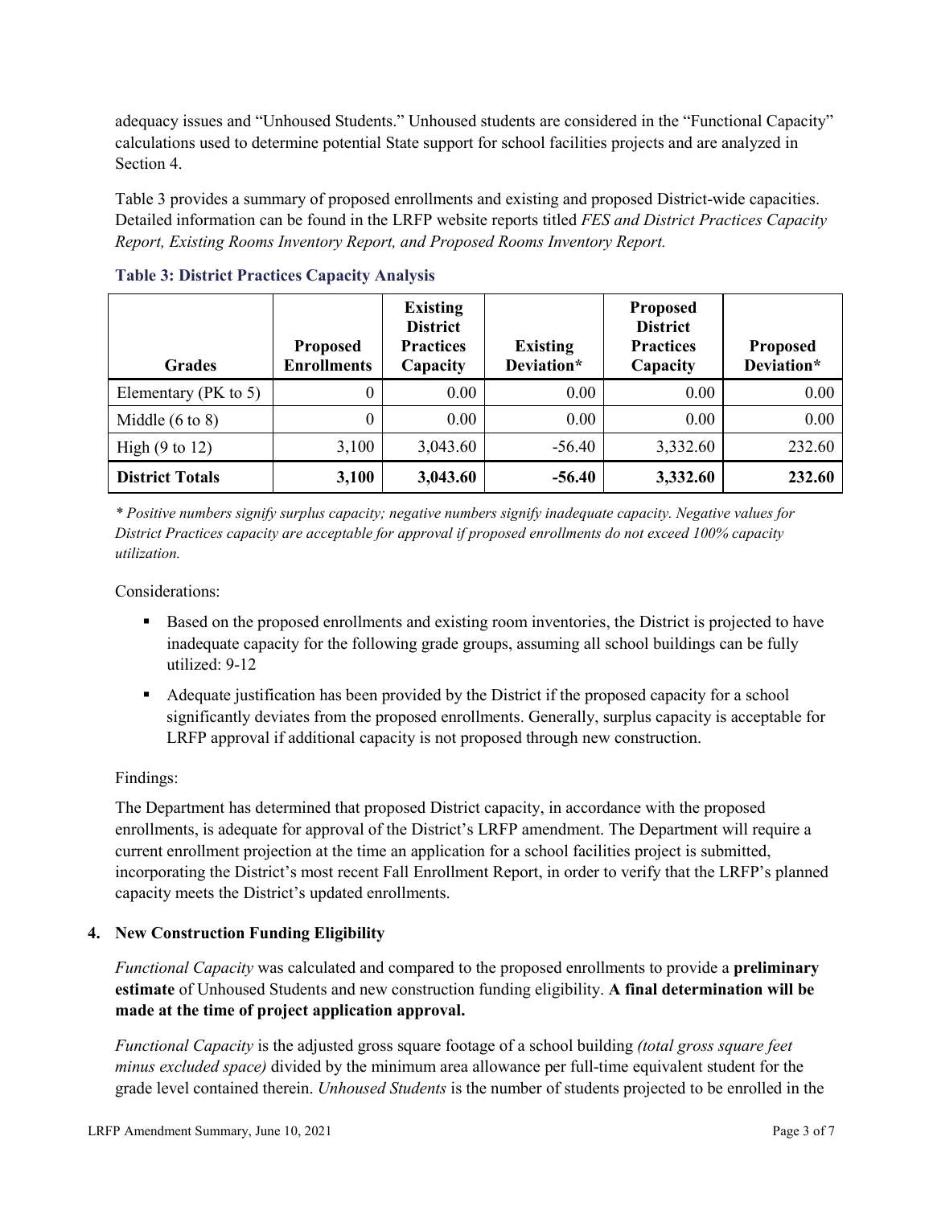adequacy issues and "Unhoused Students." Unhoused students are considered in the "Functional Capacity" calculations used to determine potential State support for school facilities projects and are analyzed in Section 4.

Table 3 provides a summary of proposed enrollments and existing and proposed District-wide capacities. Detailed information can be found in the LRFP website reports titled *FES and District Practices Capacity Report, Existing Rooms Inventory Report, and Proposed Rooms Inventory Report.*

**Table 3: District Practices Capacity Analysis**

| Grades | Proposed Enrollments | Existing District Practices Capacity | Existing Deviation* | Proposed District Practices Capacity | Proposed Deviation* |
|---|---|---|---|---|---|
| Elementary (PK to 5) | 0 | 0.00 | 0.00 | 0.00 | 0.00 |
| Middle (6 to 8) | 0 | 0.00 | 0.00 | 0.00 | 0.00 |
| High (9 to 12) | 3,100 | 3,043.60 | -56.40 | 3,332.60 | 232.60 |
| **District Totals** | **3,100** | **3,043.60** | **-56.40** | **3,332.60** | **232.60** |

*\* Positive numbers signify surplus capacity; negative numbers signify inadequate capacity. Negative values for District Practices capacity are acceptable for approval if proposed enrollments do not exceed 100% capacity utilization.*

Considerations:

- Based on the proposed enrollments and existing room inventories, the District is projected to have inadequate capacity for the following grade groups, assuming all school buildings can be fully utilized: 9-12
- Adequate justification has been provided by the District if the proposed capacity for a school significantly deviates from the proposed enrollments. Generally, surplus capacity is acceptable for LRFP approval if additional capacity is not proposed through new construction.

Findings:

The Department has determined that proposed District capacity, in accordance with the proposed enrollments, is adequate for approval of the District's LRFP amendment. The Department will require a current enrollment projection at the time an application for a school facilities project is submitted, incorporating the District's most recent Fall Enrollment Report, in order to verify that the LRFP's planned capacity meets the District's updated enrollments.

## 4. New Construction Funding Eligibility

*Functional Capacity* was calculated and compared to the proposed enrollments to provide a **preliminary estimate** of Unhoused Students and new construction funding eligibility. **A final determination will be made at the time of project application approval.**

*Functional Capacity* is the adjusted gross square footage of a school building *(total gross square feet minus excluded space)* divided by the minimum area allowance per full-time equivalent student for the grade level contained therein. *Unhoused Students* is the number of students projected to be enrolled in the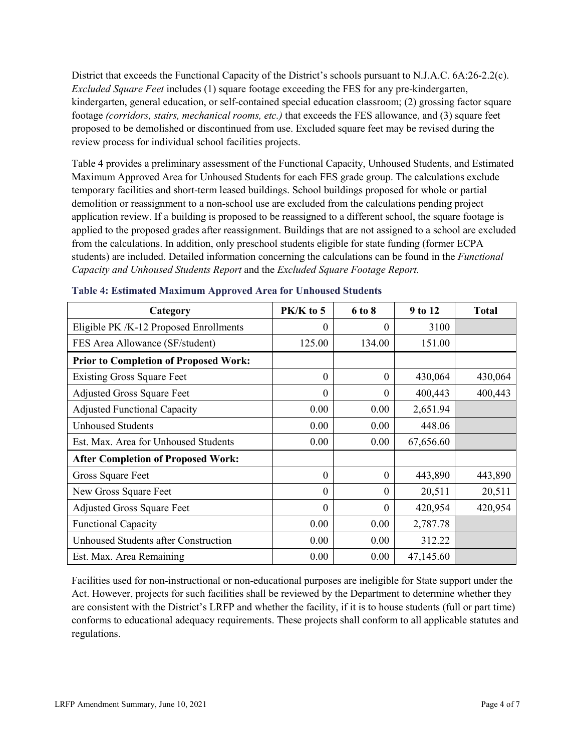District that exceeds the Functional Capacity of the District's schools pursuant to N.J.A.C. 6A:26-2.2(c). *Excluded Square Feet* includes (1) square footage exceeding the FES for any pre-kindergarten, kindergarten, general education, or self-contained special education classroom; (2) grossing factor square footage *(corridors, stairs, mechanical rooms, etc.)* that exceeds the FES allowance, and (3) square feet proposed to be demolished or discontinued from use. Excluded square feet may be revised during the review process for individual school facilities projects.

Table 4 provides a preliminary assessment of the Functional Capacity, Unhoused Students, and Estimated Maximum Approved Area for Unhoused Students for each FES grade group. The calculations exclude temporary facilities and short-term leased buildings. School buildings proposed for whole or partial demolition or reassignment to a non-school use are excluded from the calculations pending project application review. If a building is proposed to be reassigned to a different school, the square footage is applied to the proposed grades after reassignment. Buildings that are not assigned to a school are excluded from the calculations. In addition, only preschool students eligible for state funding (former ECPA students) are included. Detailed information concerning the calculations can be found in the *Functional Capacity and Unhoused Students Report* and the *Excluded Square Footage Report.*

**Table 4: Estimated Maximum Approved Area for Unhoused Students**

| Category | PK/K to 5 | 6 to 8 | 9 to 12 | Total |
|---|---|---|---|---|
| Eligible PK /K-12 Proposed Enrollments | 0 | 0 | 3100 | |
| FES Area Allowance (SF/student) | 125.00 | 134.00 | 151.00 | |
| **Prior to Completion of Proposed Work:** | | | | |
| Existing Gross Square Feet | 0 | 0 | 430,064 | 430,064 |
| Adjusted Gross Square Feet | 0 | 0 | 400,443 | 400,443 |
| Adjusted Functional Capacity | 0.00 | 0.00 | 2,651.94 | |
| Unhoused Students | 0.00 | 0.00 | 448.06 | |
| Est. Max. Area for Unhoused Students | 0.00 | 0.00 | 67,656.60 | |
| **After Completion of Proposed Work:** | | | | |
| Gross Square Feet | 0 | 0 | 443,890 | 443,890 |
| New Gross Square Feet | 0 | 0 | 20,511 | 20,511 |
| Adjusted Gross Square Feet | 0 | 0 | 420,954 | 420,954 |
| Functional Capacity | 0.00 | 0.00 | 2,787.78 | |
| Unhoused Students after Construction | 0.00 | 0.00 | 312.22 | |
| Est. Max. Area Remaining | 0.00 | 0.00 | 47,145.60 | |

Facilities used for non-instructional or non-educational purposes are ineligible for State support under the Act. However, projects for such facilities shall be reviewed by the Department to determine whether they are consistent with the District's LRFP and whether the facility, if it is to house students (full or part time) conforms to educational adequacy requirements. These projects shall conform to all applicable statutes and regulations.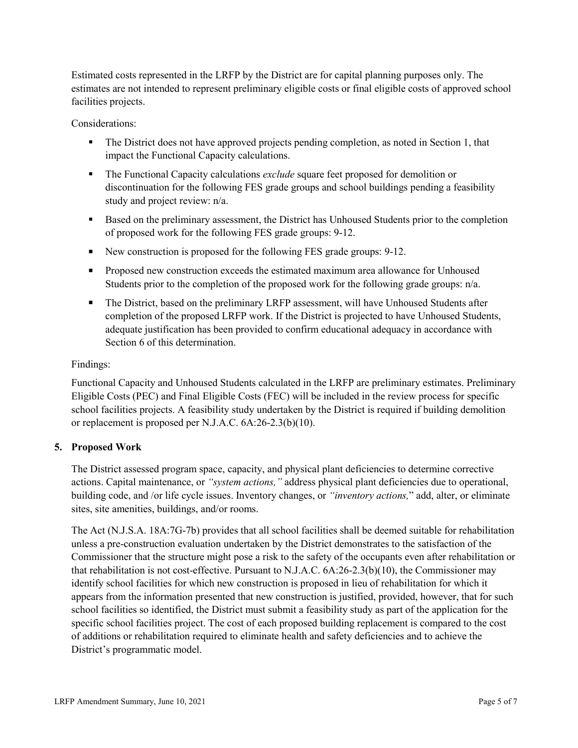Estimated costs represented in the LRFP by the District are for capital planning purposes only. The estimates are not intended to represent preliminary eligible costs or final eligible costs of approved school facilities projects.

Considerations:

- The District does not have approved projects pending completion, as noted in Section 1, that impact the Functional Capacity calculations.
- The Functional Capacity calculations *exclude* square feet proposed for demolition or discontinuation for the following FES grade groups and school buildings pending a feasibility study and project review: n/a.
- Based on the preliminary assessment, the District has Unhoused Students prior to the completion of proposed work for the following FES grade groups: 9-12.
- New construction is proposed for the following FES grade groups: 9-12.
- Proposed new construction exceeds the estimated maximum area allowance for Unhoused Students prior to the completion of the proposed work for the following grade groups: n/a.
- The District, based on the preliminary LRFP assessment, will have Unhoused Students after completion of the proposed LRFP work. If the District is projected to have Unhoused Students, adequate justification has been provided to confirm educational adequacy in accordance with Section 6 of this determination.

Findings:

Functional Capacity and Unhoused Students calculated in the LRFP are preliminary estimates. Preliminary Eligible Costs (PEC) and Final Eligible Costs (FEC) will be included in the review process for specific school facilities projects. A feasibility study undertaken by the District is required if building demolition or replacement is proposed per N.J.A.C. 6A:26-2.3(b)(10).

## 5. Proposed Work

The District assessed program space, capacity, and physical plant deficiencies to determine corrective actions. Capital maintenance, or *"system actions,"* address physical plant deficiencies due to operational, building code, and /or life cycle issues. Inventory changes, or *"inventory actions,"* add, alter, or eliminate sites, site amenities, buildings, and/or rooms.

The Act (N.J.S.A. 18A:7G-7b) provides that all school facilities shall be deemed suitable for rehabilitation unless a pre-construction evaluation undertaken by the District demonstrates to the satisfaction of the Commissioner that the structure might pose a risk to the safety of the occupants even after rehabilitation or that rehabilitation is not cost-effective. Pursuant to N.J.A.C. 6A:26-2.3(b)(10), the Commissioner may identify school facilities for which new construction is proposed in lieu of rehabilitation for which it appears from the information presented that new construction is justified, provided, however, that for such school facilities so identified, the District must submit a feasibility study as part of the application for the specific school facilities project. The cost of each proposed building replacement is compared to the cost of additions or rehabilitation required to eliminate health and safety deficiencies and to achieve the District's programmatic model.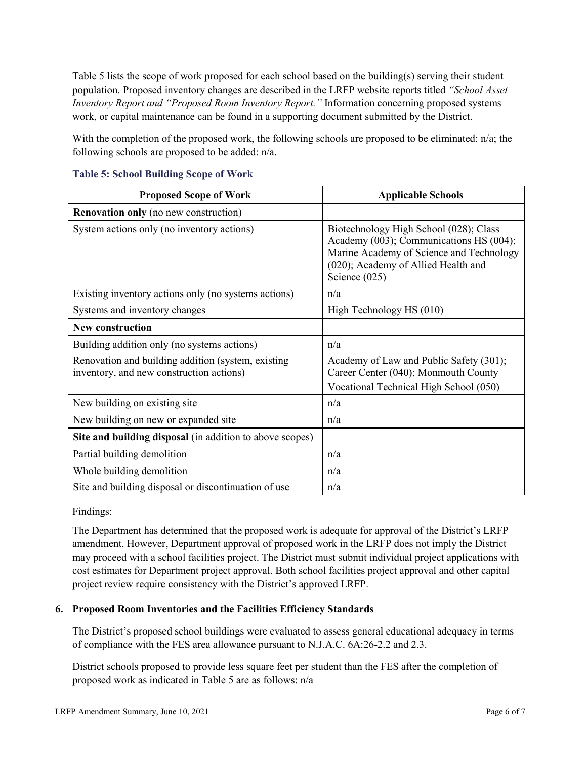Table 5 lists the scope of work proposed for each school based on the building(s) serving their student population. Proposed inventory changes are described in the LRFP website reports titled *"School Asset Inventory Report and "Proposed Room Inventory Report."* Information concerning proposed systems work, or capital maintenance can be found in a supporting document submitted by the District.

With the completion of the proposed work, the following schools are proposed to be eliminated: n/a; the following schools are proposed to be added: n/a.

**Table 5: School Building Scope of Work**

| Proposed Scope of Work | Applicable Schools |
|---|---|
| **Renovation only** (no new construction) | |
| System actions only (no inventory actions) | Biotechnology High School (028); Class Academy (003); Communications HS (004); Marine Academy of Science and Technology (020); Academy of Allied Health and Science (025) |
| Existing inventory actions only (no systems actions) | n/a |
| Systems and inventory changes | High Technology HS (010) |
| **New construction** | |
| Building addition only (no systems actions) | n/a |
| Renovation and building addition (system, existing inventory, and new construction actions) | Academy of Law and Public Safety (301); Career Center (040); Monmouth County Vocational Technical High School (050) |
| New building on existing site | n/a |
| New building on new or expanded site | n/a |
| **Site and building disposal** (in addition to above scopes) | |
| Partial building demolition | n/a |
| Whole building demolition | n/a |
| Site and building disposal or discontinuation of use | n/a |

Findings:

The Department has determined that the proposed work is adequate for approval of the District's LRFP amendment. However, Department approval of proposed work in the LRFP does not imply the District may proceed with a school facilities project. The District must submit individual project applications with cost estimates for Department project approval. Both school facilities project approval and other capital project review require consistency with the District's approved LRFP.

### 6. Proposed Room Inventories and the Facilities Efficiency Standards

The District's proposed school buildings were evaluated to assess general educational adequacy in terms of compliance with the FES area allowance pursuant to N.J.A.C. 6A:26-2.2 and 2.3.

District schools proposed to provide less square feet per student than the FES after the completion of proposed work as indicated in Table 5 are as follows: n/a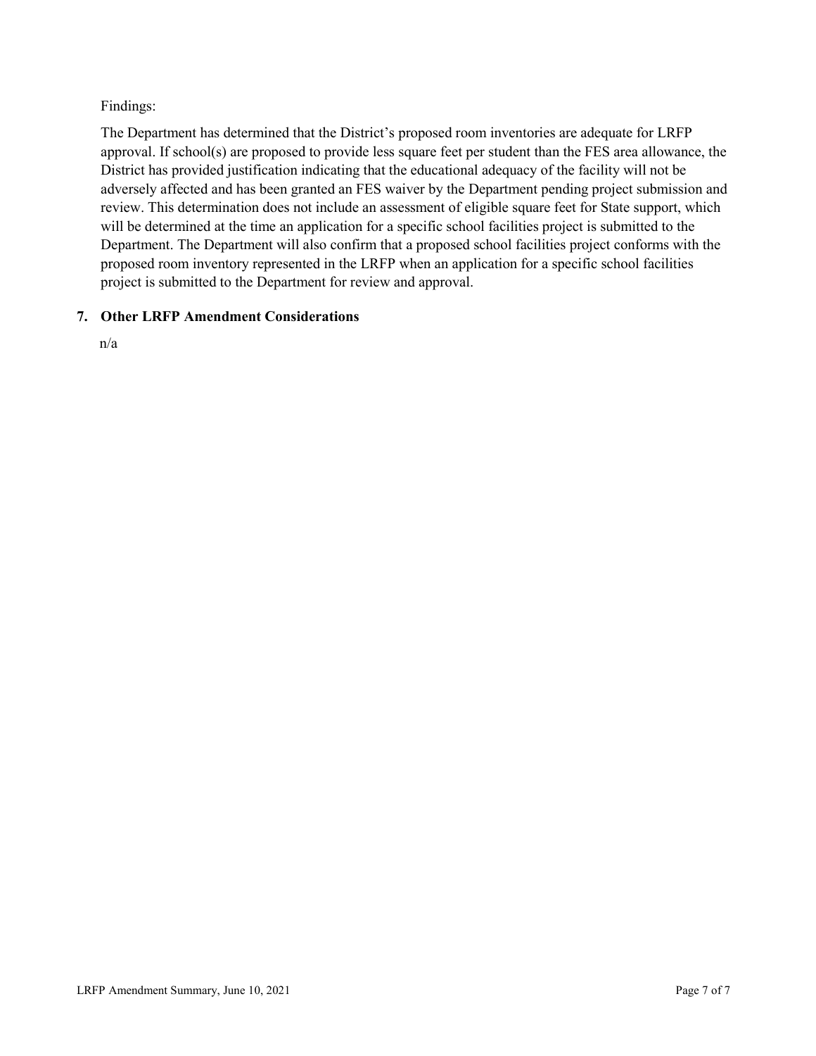Findings:

The Department has determined that the District's proposed room inventories are adequate for LRFP approval. If school(s) are proposed to provide less square feet per student than the FES area allowance, the District has provided justification indicating that the educational adequacy of the facility will not be adversely affected and has been granted an FES waiver by the Department pending project submission and review. This determination does not include an assessment of eligible square feet for State support, which will be determined at the time an application for a specific school facilities project is submitted to the Department. The Department will also confirm that a proposed school facilities project conforms with the proposed room inventory represented in the LRFP when an application for a specific school facilities project is submitted to the Department for review and approval.

## 7. Other LRFP Amendment Considerations

n/a